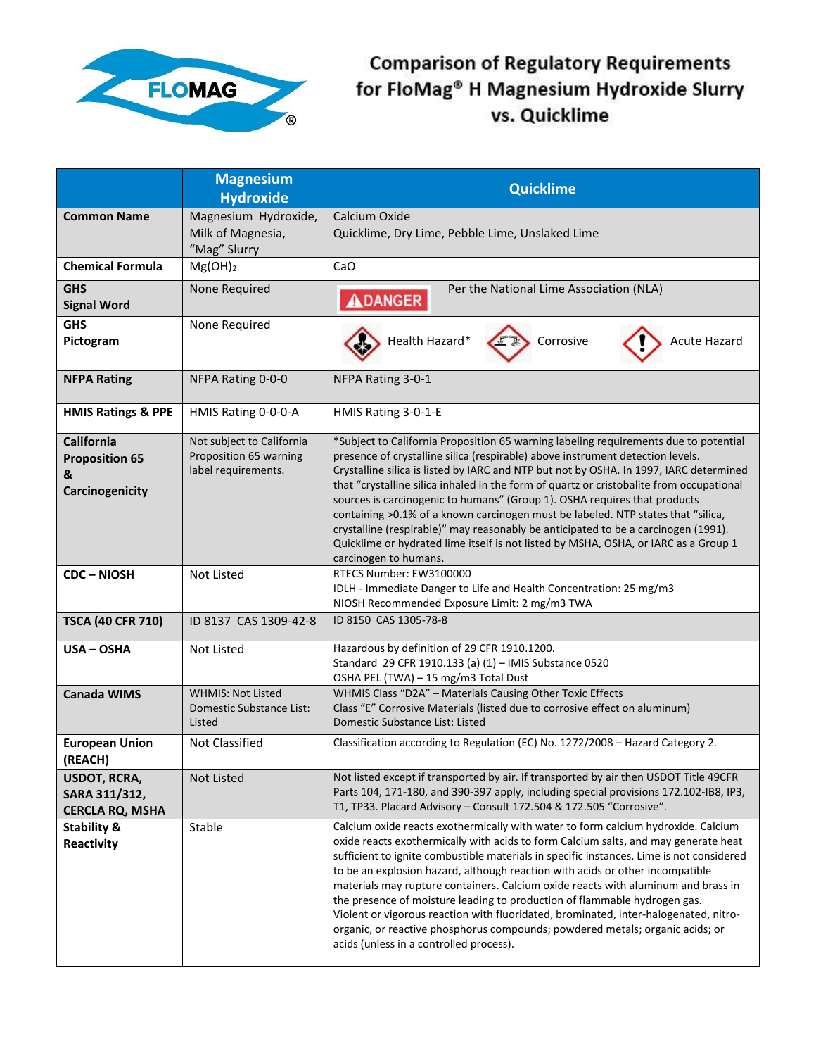# Comparison of Regulatory Requirements for FloMag® H Magnesium Hydroxide Slurry vs. Quicklime

| | Magnesium Hydroxide | Quicklime |
|---|---|---|
| **Common Name** | Magnesium Hydroxide, Milk of Magnesia, "Mag" Slurry | Calcium Oxide<br>Quicklime, Dry Lime, Pebble Lime, Unslaked Lime |
| **Chemical Formula** | $Mg(OH)_2$ | CaO |
| **GHS Signal Word** | None Required | DANGER — Per the National Lime Association (NLA) |
| **GHS Pictogram** | None Required | Health Hazard* Corrosive Acute Hazard |
| **NFPA Rating** | NFPA Rating 0-0-0 | NFPA Rating 3-0-1 |
| **HMIS Ratings & PPE** | HMIS Rating 0-0-0-A | HMIS Rating 3-0-1-E |
| **California Proposition 65 & Carcinogenicity** | Not subject to California Proposition 65 warning label requirements. | *Subject to California Proposition 65 warning labeling requirements due to potential presence of crystalline silica (respirable) above instrument detection levels. Crystalline silica is listed by IARC and NTP but not by OSHA. In 1997, IARC determined that "crystalline silica inhaled in the form of quartz or cristobalite from occupational sources is carcinogenic to humans" (Group 1). OSHA requires that products containing >0.1% of a known carcinogen must be labeled. NTP states that "silica, crystalline (respirable)" may reasonably be anticipated to be a carcinogen (1991). Quicklime or hydrated lime itself is not listed by MSHA, OSHA, or IARC as a Group 1 carcinogen to humans. |
| **CDC – NIOSH** | Not Listed | RTECS Number: EW3100000<br>IDLH - Immediate Danger to Life and Health Concentration: 25 mg/m3<br>NIOSH Recommended Exposure Limit: 2 mg/m3 TWA |
| **TSCA (40 CFR 710)** | ID 8137 CAS 1309-42-8 | ID 8150 CAS 1305-78-8 |
| **USA – OSHA** | Not Listed | Hazardous by definition of 29 CFR 1910.1200.<br>Standard 29 CFR 1910.133 (a) (1) – IMIS Substance 0520<br>OSHA PEL (TWA) – 15 mg/m3 Total Dust |
| **Canada WIMS** | WHMIS: Not Listed<br>Domestic Substance List: Listed | WHMIS Class "D2A" – Materials Causing Other Toxic Effects<br>Class "E" Corrosive Materials (listed due to corrosive effect on aluminum)<br>Domestic Substance List: Listed |
| **European Union (REACH)** | Not Classified | Classification according to Regulation (EC) No. 1272/2008 – Hazard Category 2. |
| **USDOT, RCRA, SARA 311/312, CERCLA RQ, MSHA** | Not Listed | Not listed except if transported by air. If transported by air then USDOT Title 49CFR Parts 104, 171-180, and 390-397 apply, including special provisions 172.102-IB8, IP3, T1, TP33. Placard Advisory – Consult 172.504 & 172.505 "Corrosive". |
| **Stability & Reactivity** | Stable | Calcium oxide reacts exothermically with water to form calcium hydroxide. Calcium oxide reacts exothermically with acids to form Calcium salts, and may generate heat sufficient to ignite combustible materials in specific instances. Lime is not considered to be an explosion hazard, although reaction with acids or other incompatible materials may rupture containers. Calcium oxide reacts with aluminum and brass in the presence of moisture leading to production of flammable hydrogen gas. Violent or vigorous reaction with fluoridated, brominated, inter-halogenated, nitro-organic, or reactive phosphorus compounds; powdered metals; organic acids; or acids (unless in a controlled process). |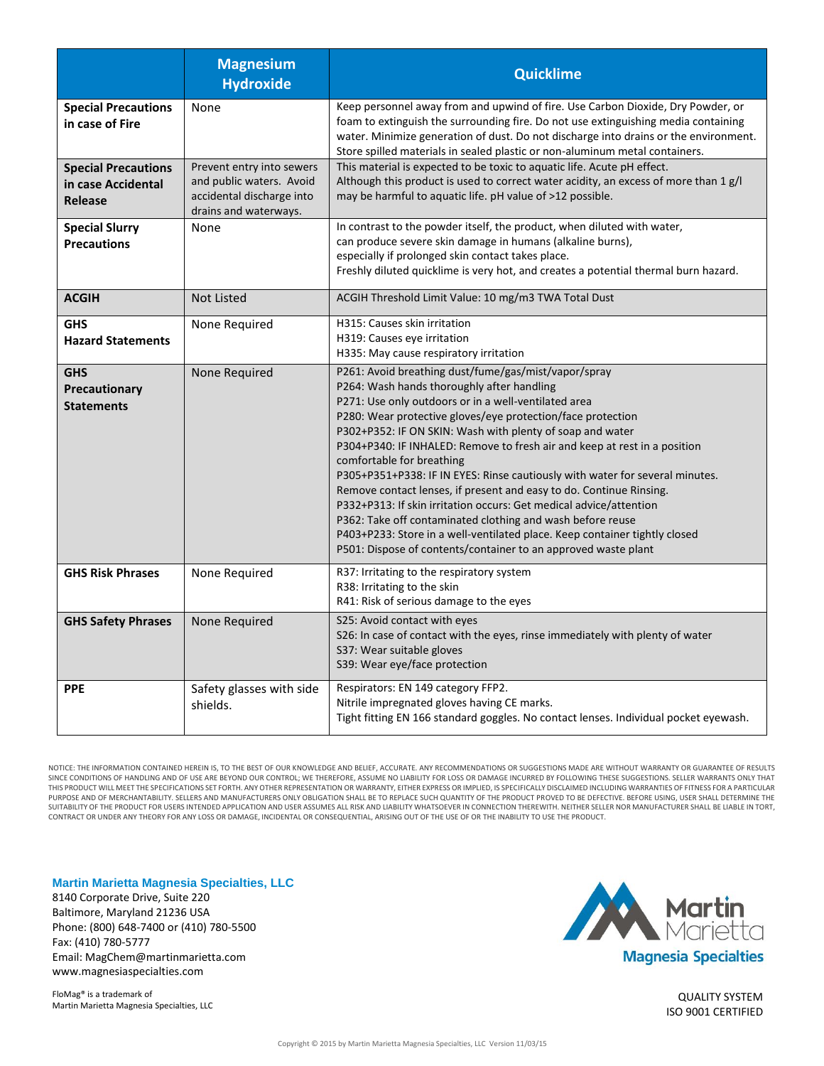| | Magnesium Hydroxide | Quicklime |
|---|---|---|
| **Special Precautions in case of Fire** | None | Keep personnel away from and upwind of fire. Use Carbon Dioxide, Dry Powder, or foam to extinguish the surrounding fire. Do not use extinguishing media containing water. Minimize generation of dust. Do not discharge into drains or the environment. Store spilled materials in sealed plastic or non-aluminum metal containers. |
| **Special Precautions in case Accidental Release** | Prevent entry into sewers and public waters. Avoid accidental discharge into drains and waterways. | This material is expected to be toxic to aquatic life. Acute pH effect. Although this product is used to correct water acidity, an excess of more than 1 g/l may be harmful to aquatic life. pH value of >12 possible. |
| **Special Slurry Precautions** | None | In contrast to the powder itself, the product, when diluted with water, can produce severe skin damage in humans (alkaline burns), especially if prolonged skin contact takes place. Freshly diluted quicklime is very hot, and creates a potential thermal burn hazard. |
| **ACGIH** | Not Listed | ACGIH Threshold Limit Value: 10 mg/m3 TWA Total Dust |
| **GHS Hazard Statements** | None Required | H315: Causes skin irritation<br>H319: Causes eye irritation<br>H335: May cause respiratory irritation |
| **GHS Precautionary Statements** | None Required | P261: Avoid breathing dust/fume/gas/mist/vapor/spray<br>P264: Wash hands thoroughly after handling<br>P271: Use only outdoors or in a well-ventilated area<br>P280: Wear protective gloves/eye protection/face protection<br>P302+P352: IF ON SKIN: Wash with plenty of soap and water<br>P304+P340: IF INHALED: Remove to fresh air and keep at rest in a position comfortable for breathing<br>P305+P351+P338: IF IN EYES: Rinse cautiously with water for several minutes. Remove contact lenses, if present and easy to do. Continue Rinsing.<br>P332+P313: If skin irritation occurs: Get medical advice/attention<br>P362: Take off contaminated clothing and wash before reuse<br>P403+P233: Store in a well-ventilated place. Keep container tightly closed<br>P501: Dispose of contents/container to an approved waste plant |
| **GHS Risk Phrases** | None Required | R37: Irritating to the respiratory system<br>R38: Irritating to the skin<br>R41: Risk of serious damage to the eyes |
| **GHS Safety Phrases** | None Required | S25: Avoid contact with eyes<br>S26: In case of contact with the eyes, rinse immediately with plenty of water<br>S37: Wear suitable gloves<br>S39: Wear eye/face protection |
| **PPE** | Safety glasses with side shields. | Respirators: EN 149 category FFP2.<br>Nitrile impregnated gloves having CE marks.<br>Tight fitting EN 166 standard goggles. No contact lenses. Individual pocket eyewash. |

NOTICE: THE INFORMATION CONTAINED HEREIN IS, TO THE BEST OF OUR KNOWLEDGE AND BELIEF, ACCURATE. ANY RECOMMENDATIONS OR SUGGESTIONS MADE ARE WITHOUT WARRANTY OR GUARANTEE OF RESULTS SINCE CONDITIONS OF HANDLING AND OF USE ARE BEYOND OUR CONTROL; WE THEREFORE, ASSUME NO LIABILITY FOR LOSS OR DAMAGE INCURRED BY FOLLOWING THESE SUGGESTIONS. SELLER WARRANTS ONLY THAT THIS PRODUCT WILL MEET THE SPECIFICATIONS SET FORTH. ANY OTHER REPRESENTATION OR WARRANTY, EITHER EXPRESS OR IMPLIED, IS SPECIFICALLY DISCLAIMED INCLUDING WARRANTIES OF FITNESS FOR A PARTICULAR PURPOSE AND OF MERCHANTABILITY. SELLERS AND MANUFACTURERS ONLY OBLIGATION SHALL BE TO REPLACE SUCH QUANTITY OF THE PRODUCT PROVED TO BE DEFECTIVE. BEFORE USING, USER SHALL DETERMINE THE SUITABILITY OF THE PRODUCT FOR USERS INTENDED APPLICATION AND USER ASSUMES ALL RISK AND LIABILITY WHATSOEVER IN CONNECTION THEREWITH. NEITHER SELLER NOR MANUFACTURER SHALL BE LIABLE IN TORT, CONTRACT OR UNDER ANY THEORY FOR ANY LOSS OR DAMAGE, INCIDENTAL OR CONSEQUENTIAL, ARISING OUT OF THE USE OF OR THE INABILITY TO USE THE PRODUCT.

**Martin Marietta Magnesia Specialties, LLC**
8140 Corporate Drive, Suite 220
Baltimore, Maryland 21236 USA
Phone: (800) 648-7400 or (410) 780-5500
Fax: (410) 780-5777
Email: MagChem@martinmarietta.com
www.magnesiaspecialties.com

FloMag® is a trademark of
Martin Marietta Magnesia Specialties, LLC

Martin Marietta Magnesia Specialties

QUALITY SYSTEM
ISO 9001 CERTIFIED

Copyright © 2015 by Martin Marietta Magnesia Specialties, LLC Version 11/03/15